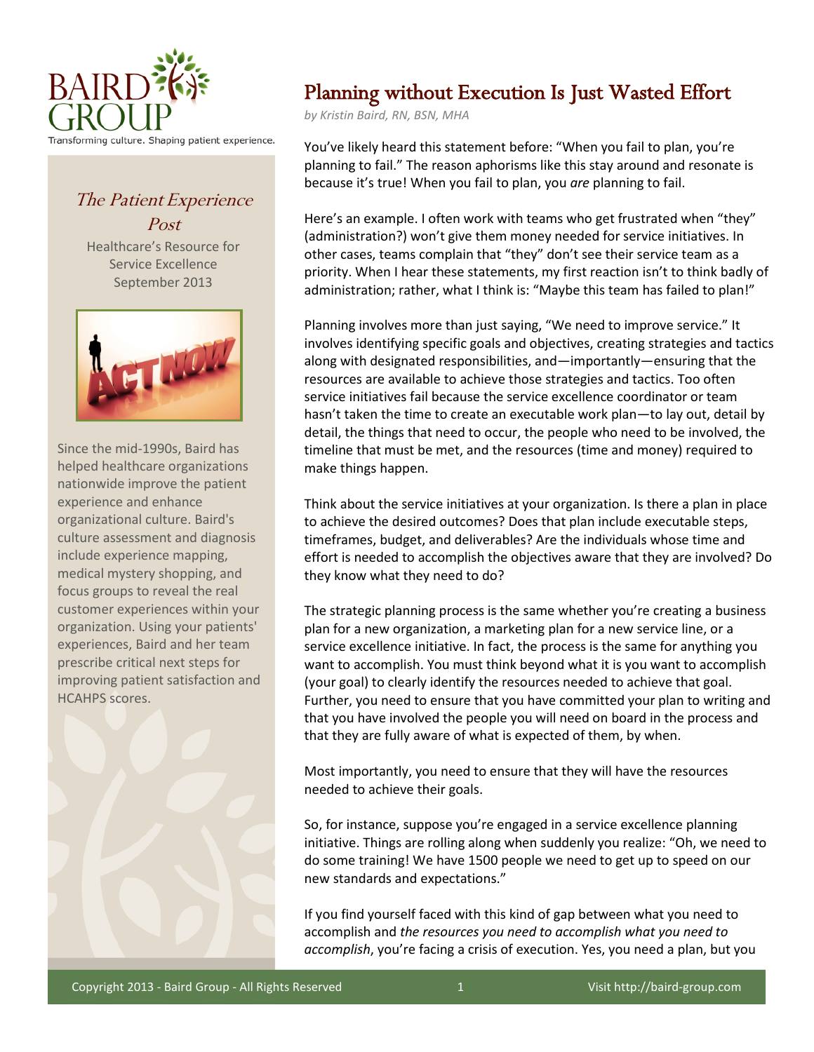BAIRD GROUP

Transforming culture. Shaping patient experience.

*The Patient Experience Post*

Healthcare's Resource for Service Excellence
September 2013

Since the mid-1990s, Baird has helped healthcare organizations nationwide improve the patient experience and enhance organizational culture. Baird's culture assessment and diagnosis include experience mapping, medical mystery shopping, and focus groups to reveal the real customer experiences within your organization. Using your patients' experiences, Baird and her team prescribe critical next steps for improving patient satisfaction and HCAHPS scores.

# Planning without Execution Is Just Wasted Effort

*by Kristin Baird, RN, BSN, MHA*

You've likely heard this statement before: "When you fail to plan, you're planning to fail." The reason aphorisms like this stay around and resonate is because it's true! When you fail to plan, you *are* planning to fail.

Here's an example. I often work with teams who get frustrated when "they" (administration?) won't give them money needed for service initiatives. In other cases, teams complain that "they" don't see their service team as a priority. When I hear these statements, my first reaction isn't to think badly of administration; rather, what I think is: "Maybe this team has failed to plan!"

Planning involves more than just saying, "We need to improve service." It involves identifying specific goals and objectives, creating strategies and tactics along with designated responsibilities, and—importantly—ensuring that the resources are available to achieve those strategies and tactics. Too often service initiatives fail because the service excellence coordinator or team hasn't taken the time to create an executable work plan—to lay out, detail by detail, the things that need to occur, the people who need to be involved, the timeline that must be met, and the resources (time and money) required to make things happen.

Think about the service initiatives at your organization. Is there a plan in place to achieve the desired outcomes? Does that plan include executable steps, timeframes, budget, and deliverables? Are the individuals whose time and effort is needed to accomplish the objectives aware that they are involved? Do they know what they need to do?

The strategic planning process is the same whether you're creating a business plan for a new organization, a marketing plan for a new service line, or a service excellence initiative. In fact, the process is the same for anything you want to accomplish. You must think beyond what it is you want to accomplish (your goal) to clearly identify the resources needed to achieve that goal. Further, you need to ensure that you have committed your plan to writing and that you have involved the people you will need on board in the process and that they are fully aware of what is expected of them, by when.

Most importantly, you need to ensure that they will have the resources needed to achieve their goals.

So, for instance, suppose you're engaged in a service excellence planning initiative. Things are rolling along when suddenly you realize: "Oh, we need to do some training! We have 1500 people we need to get up to speed on our new standards and expectations."

If you find yourself faced with this kind of gap between what you need to accomplish and *the resources you need to accomplish what you need to accomplish*, you're facing a crisis of execution. Yes, you need a plan, but you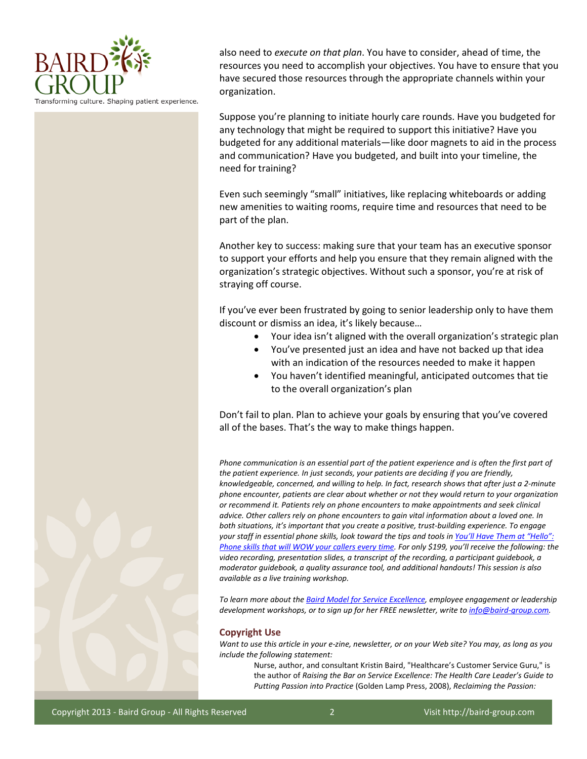also need to *execute on that plan*. You have to consider, ahead of time, the resources you need to accomplish your objectives. You have to ensure that you have secured those resources through the appropriate channels within your organization.

Suppose you're planning to initiate hourly care rounds. Have you budgeted for any technology that might be required to support this initiative? Have you budgeted for any additional materials—like door magnets to aid in the process and communication? Have you budgeted, and built into your timeline, the need for training?

Even such seemingly "small" initiatives, like replacing whiteboards or adding new amenities to waiting rooms, require time and resources that need to be part of the plan.

Another key to success: making sure that your team has an executive sponsor to support your efforts and help you ensure that they remain aligned with the organization's strategic objectives. Without such a sponsor, you're at risk of straying off course.

If you've ever been frustrated by going to senior leadership only to have them discount or dismiss an idea, it's likely because…

- Your idea isn't aligned with the overall organization's strategic plan
- You've presented just an idea and have not backed up that idea with an indication of the resources needed to make it happen
- You haven't identified meaningful, anticipated outcomes that tie to the overall organization's plan

Don't fail to plan. Plan to achieve your goals by ensuring that you've covered all of the bases. That's the way to make things happen.

*Phone communication is an essential part of the patient experience and is often the first part of the patient experience. In just seconds, your patients are deciding if you are friendly, knowledgeable, concerned, and willing to help. In fact, research shows that after just a 2-minute phone encounter, patients are clear about whether or not they would return to your organization or recommend it. Patients rely on phone encounters to make appointments and seek clinical advice. Other callers rely on phone encounters to gain vital information about a loved one. In both situations, it's important that you create a positive, trust-building experience. To engage your staff in essential phone skills, look toward the tips and tools in You'll Have Them at "Hello": Phone skills that will WOW your callers every time. For only $199, you'll receive the following: the video recording, presentation slides, a transcript of the recording, a participant guidebook, a moderator guidebook, a quality assurance tool, and additional handouts! This session is also available as a live training workshop.*

*To learn more about the Baird Model for Service Excellence, employee engagement or leadership development workshops, or to sign up for her FREE newsletter, write to info@baird-group.com.*

## Copyright Use

*Want to use this article in your e-zine, newsletter, or on your Web site? You may, as long as you include the following statement:*

> Nurse, author, and consultant Kristin Baird, "Healthcare's Customer Service Guru," is the author of *Raising the Bar on Service Excellence: The Health Care Leader's Guide to Putting Passion into Practice* (Golden Lamp Press, 2008), *Reclaiming the Passion:*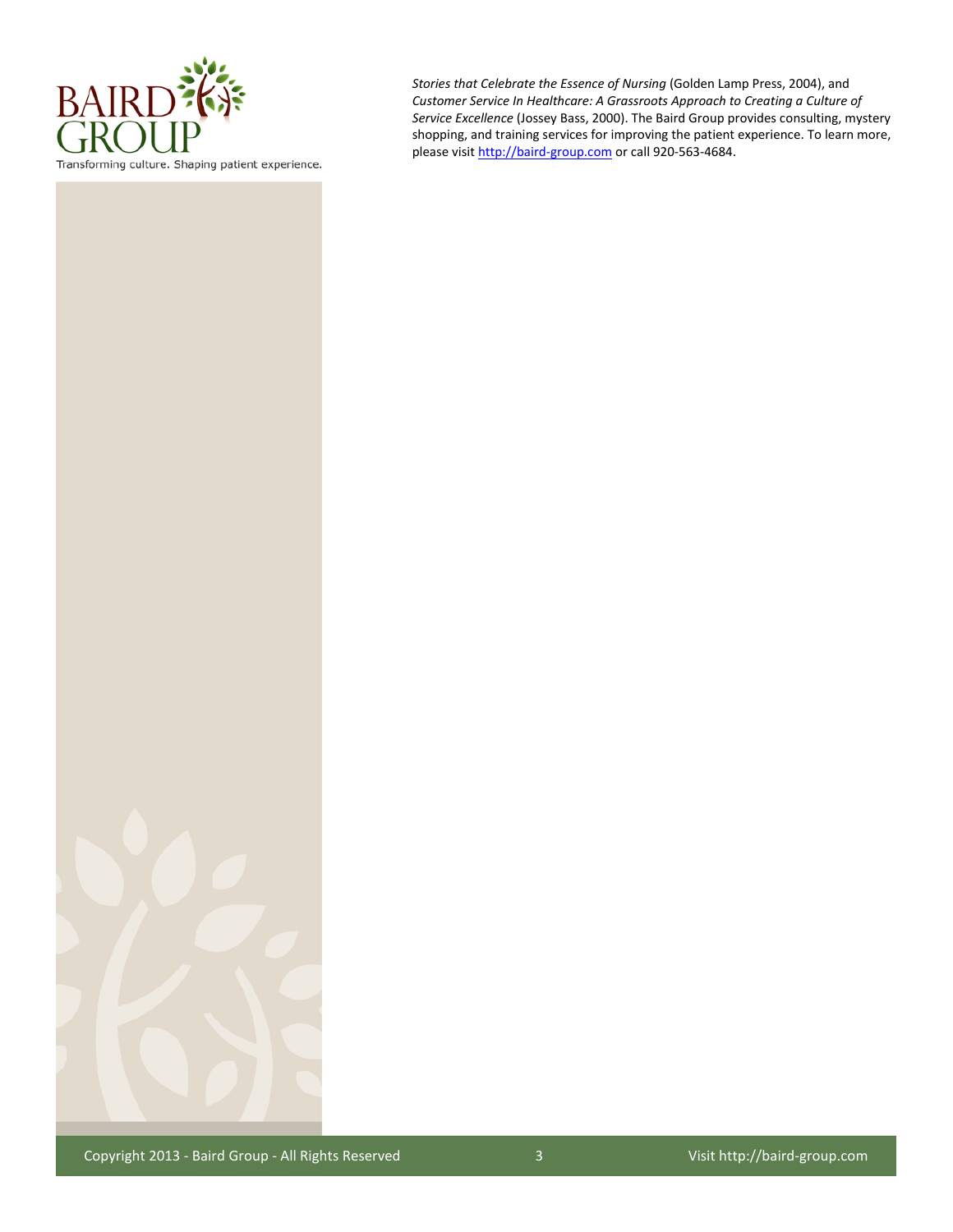*Stories that Celebrate the Essence of Nursing* (Golden Lamp Press, 2004), and *Customer Service In Healthcare: A Grassroots Approach to Creating a Culture of Service Excellence* (Jossey Bass, 2000). The Baird Group provides consulting, mystery shopping, and training services for improving the patient experience. To learn more, please visit [http://baird-group.com](http://baird-group.com) or call 920-563-4684.